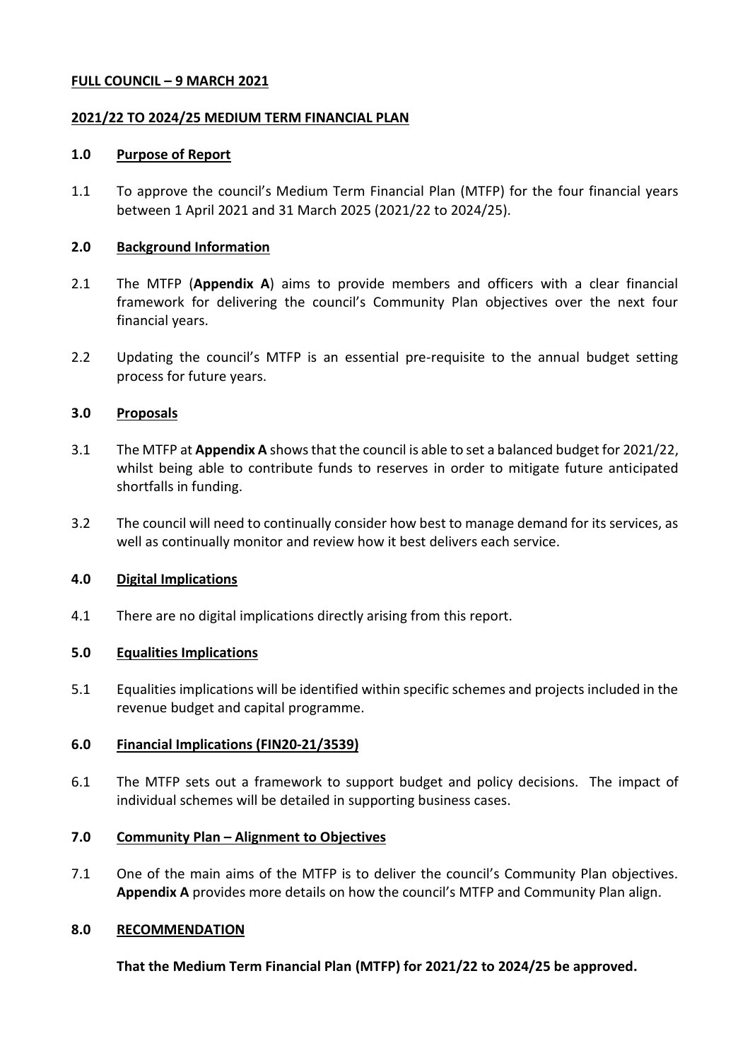**FULL COUNCIL – 9 MARCH 2021**

**2021/22 TO 2024/25 MEDIUM TERM FINANCIAL PLAN**

## 1.0 Purpose of Report

1.1 To approve the council's Medium Term Financial Plan (MTFP) for the four financial years between 1 April 2021 and 31 March 2025 (2021/22 to 2024/25).

## 2.0 Background Information

2.1 The MTFP (**Appendix A**) aims to provide members and officers with a clear financial framework for delivering the council's Community Plan objectives over the next four financial years.

2.2 Updating the council's MTFP is an essential pre-requisite to the annual budget setting process for future years.

## 3.0 Proposals

3.1 The MTFP at **Appendix A** shows that the council is able to set a balanced budget for 2021/22, whilst being able to contribute funds to reserves in order to mitigate future anticipated shortfalls in funding.

3.2 The council will need to continually consider how best to manage demand for its services, as well as continually monitor and review how it best delivers each service.

## 4.0 Digital Implications

4.1 There are no digital implications directly arising from this report.

## 5.0 Equalities Implications

5.1 Equalities implications will be identified within specific schemes and projects included in the revenue budget and capital programme.

## 6.0 Financial Implications (FIN20-21/3539)

6.1 The MTFP sets out a framework to support budget and policy decisions. The impact of individual schemes will be detailed in supporting business cases.

## 7.0 Community Plan – Alignment to Objectives

7.1 One of the main aims of the MTFP is to deliver the council's Community Plan objectives. **Appendix A** provides more details on how the council's MTFP and Community Plan align.

## 8.0 RECOMMENDATION

**That the Medium Term Financial Plan (MTFP) for 2021/22 to 2024/25 be approved.**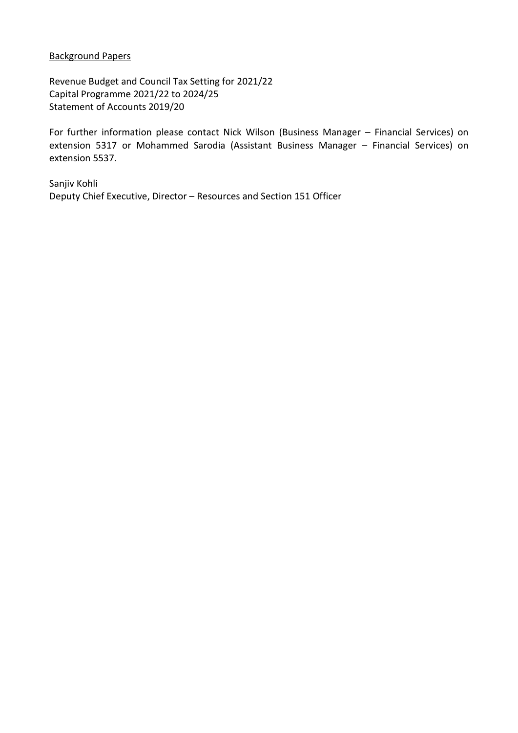<u>Background Papers</u>

Revenue Budget and Council Tax Setting for 2021/22
Capital Programme 2021/22 to 2024/25
Statement of Accounts 2019/20

For further information please contact Nick Wilson (Business Manager – Financial Services) on extension 5317 or Mohammed Sarodia (Assistant Business Manager – Financial Services) on extension 5537.

Sanjiv Kohli
Deputy Chief Executive, Director – Resources and Section 151 Officer